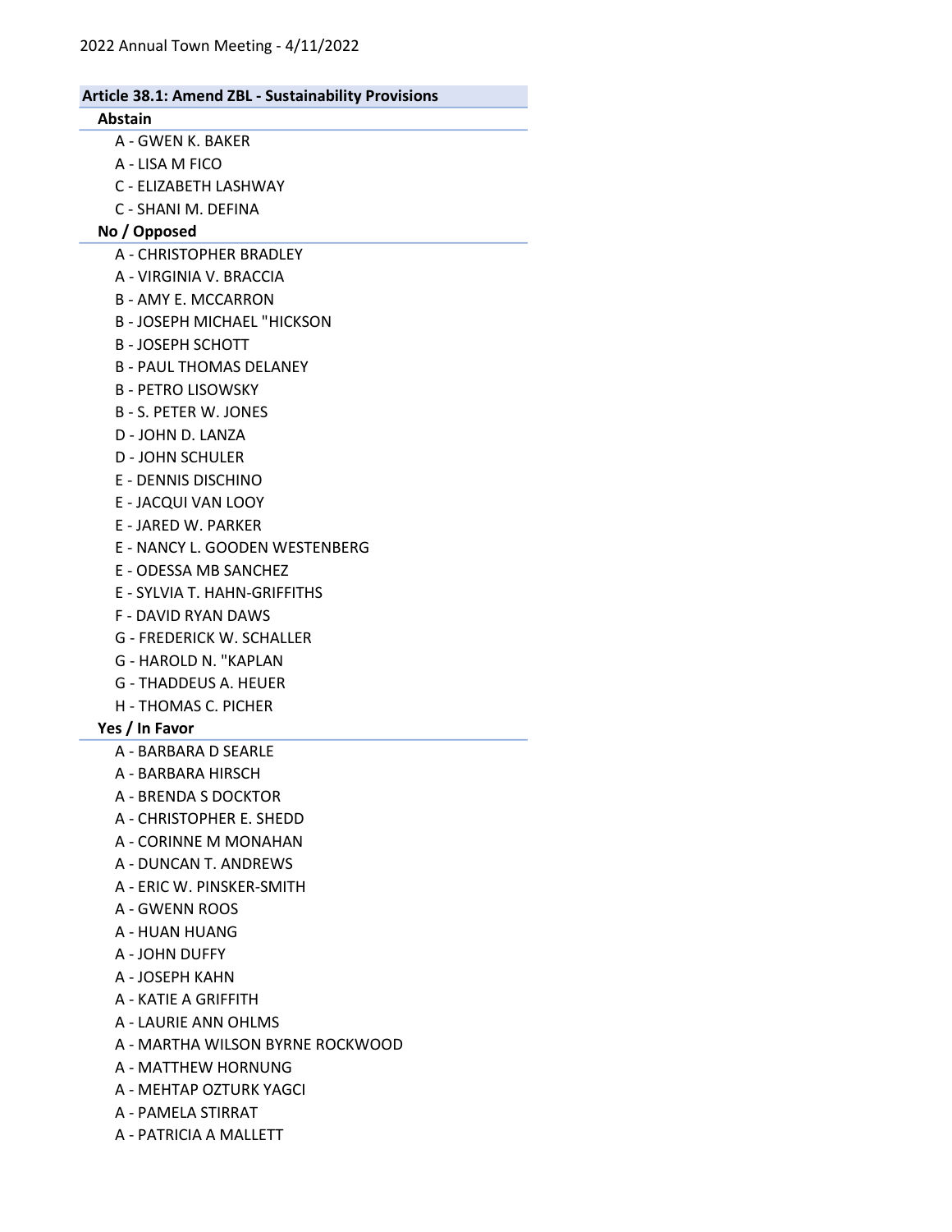## Article 38.1: Amend ZBL - Sustainability Provisions

### Abstain

- A - GWEN K. BAKER
- A - LISA M FICO
- C - ELIZABETH LASHWAY
- C - SHANI M. DEFINA

### No / Opposed

- A - CHRISTOPHER BRADLEY
- A - VIRGINIA V. BRACCIA
- B - AMY E. MCCARRON
- B - JOSEPH MICHAEL "HICKSON
- B - JOSEPH SCHOTT
- B - PAUL THOMAS DELANEY
- B - PETRO LISOWSKY
- B - S. PETER W. JONES
- D - JOHN D. LANZA
- D - JOHN SCHULER
- E - DENNIS DISCHINO
- E - JACQUI VAN LOOY
- E - JARED W. PARKER
- E - NANCY L. GOODEN WESTENBERG
- E - ODESSA MB SANCHEZ
- E - SYLVIA T. HAHN-GRIFFITHS
- F - DAVID RYAN DAWS
- G - FREDERICK W. SCHALLER
- G - HAROLD N. "KAPLAN
- G - THADDEUS A. HEUER
- H - THOMAS C. PICHER

### Yes / In Favor

- A - BARBARA D SEARLE
- A - BARBARA HIRSCH
- A - BRENDA S DOCKTOR
- A - CHRISTOPHER E. SHEDD
- A - CORINNE M MONAHAN
- A - DUNCAN T. ANDREWS
- A - ERIC W. PINSKER-SMITH
- A - GWENN ROOS
- A - HUAN HUANG
- A - JOHN DUFFY
- A - JOSEPH KAHN
- A - KATIE A GRIFFITH
- A - LAURIE ANN OHLMS
- A - MARTHA WILSON BYRNE ROCKWOOD
- A - MATTHEW HORNUNG
- A - MEHTAP OZTURK YAGCI
- A - PAMELA STIRRAT
- A - PATRICIA A MALLETT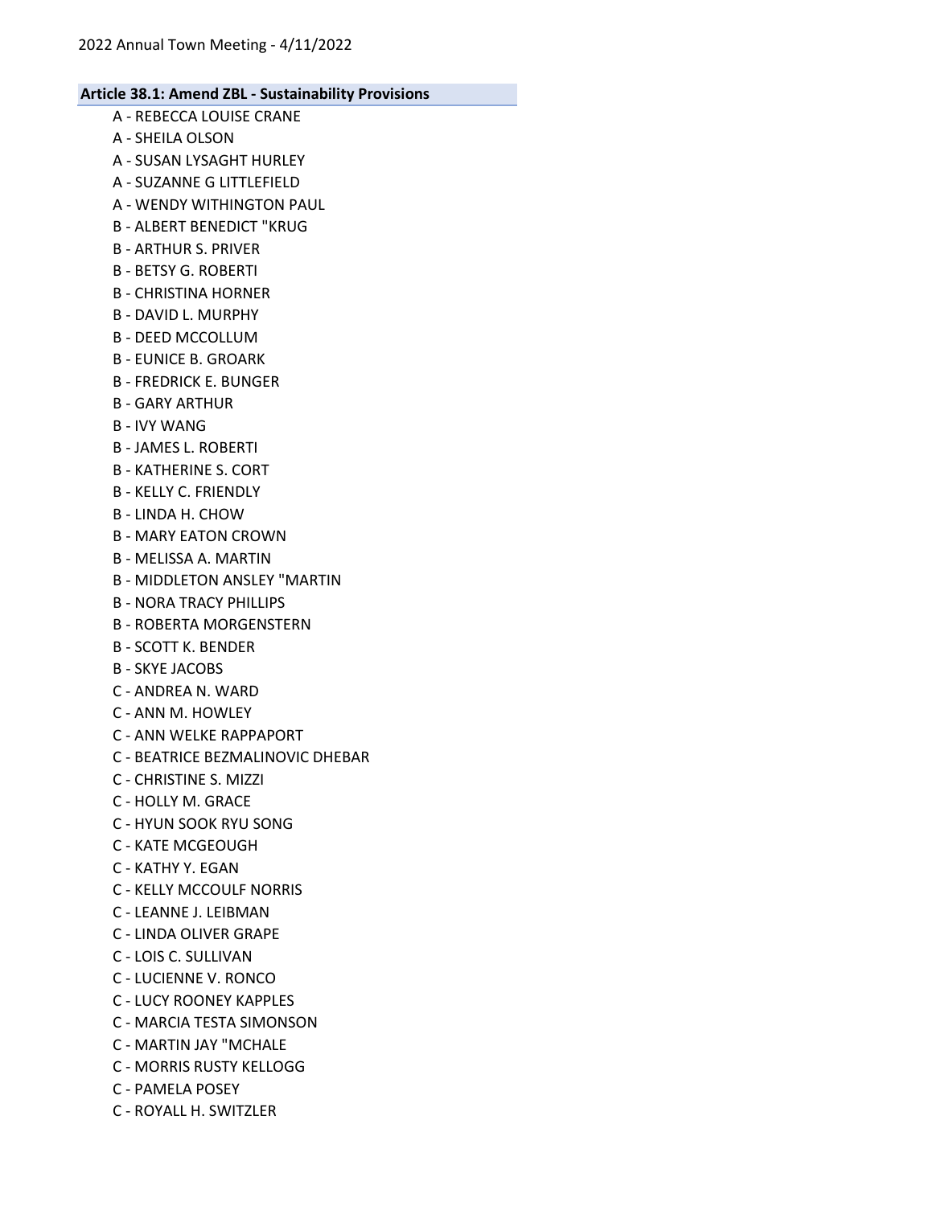**Article 38.1: Amend ZBL - Sustainability Provisions**

A - REBECCA LOUISE CRANE
A - SHEILA OLSON
A - SUSAN LYSAGHT HURLEY
A - SUZANNE G LITTLEFIELD
A - WENDY WITHINGTON PAUL
B - ALBERT BENEDICT "KRUG
B - ARTHUR S. PRIVER
B - BETSY G. ROBERTI
B - CHRISTINA HORNER
B - DAVID L. MURPHY
B - DEED MCCOLLUM
B - EUNICE B. GROARK
B - FREDRICK E. BUNGER
B - GARY ARTHUR
B - IVY WANG
B - JAMES L. ROBERTI
B - KATHERINE S. CORT
B - KELLY C. FRIENDLY
B - LINDA H. CHOW
B - MARY EATON CROWN
B - MELISSA A. MARTIN
B - MIDDLETON ANSLEY "MARTIN
B - NORA TRACY PHILLIPS
B - ROBERTA MORGENSTERN
B - SCOTT K. BENDER
B - SKYE JACOBS
C - ANDREA N. WARD
C - ANN M. HOWLEY
C - ANN WELKE RAPPAPORT
C - BEATRICE BEZMALINOVIC DHEBAR
C - CHRISTINE S. MIZZI
C - HOLLY M. GRACE
C - HYUN SOOK RYU SONG
C - KATE MCGEOUGH
C - KATHY Y. EGAN
C - KELLY MCCOULF NORRIS
C - LEANNE J. LEIBMAN
C - LINDA OLIVER GRAPE
C - LOIS C. SULLIVAN
C - LUCIENNE V. RONCO
C - LUCY ROONEY KAPPLES
C - MARCIA TESTA SIMONSON
C - MARTIN JAY "MCHALE
C - MORRIS RUSTY KELLOGG
C - PAMELA POSEY
C - ROYALL H. SWITZLER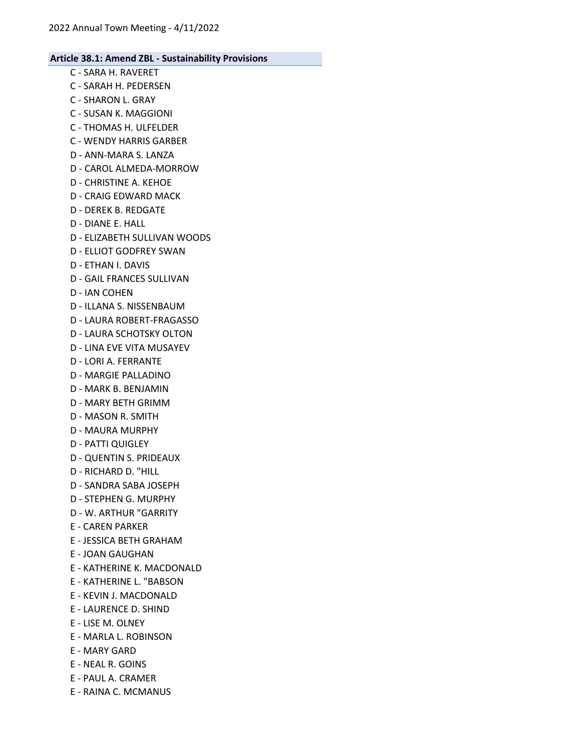**Article 38.1: Amend ZBL - Sustainability Provisions**

C - SARA H. RAVERET
C - SARAH H. PEDERSEN
C - SHARON L. GRAY
C - SUSAN K. MAGGIONI
C - THOMAS H. ULFELDER
C - WENDY HARRIS GARBER
D - ANN-MARA S. LANZA
D - CAROL ALMEDA-MORROW
D - CHRISTINE A. KEHOE
D - CRAIG EDWARD MACK
D - DEREK B. REDGATE
D - DIANE E. HALL
D - ELIZABETH SULLIVAN WOODS
D - ELLIOT GODFREY SWAN
D - ETHAN I. DAVIS
D - GAIL FRANCES SULLIVAN
D - IAN COHEN
D - ILLANA S. NISSENBAUM
D - LAURA ROBERT-FRAGASSO
D - LAURA SCHOTSKY OLTON
D - LINA EVE VITA MUSAYEV
D - LORI A. FERRANTE
D - MARGIE PALLADINO
D - MARK B. BENJAMIN
D - MARY BETH GRIMM
D - MASON R. SMITH
D - MAURA MURPHY
D - PATTI QUIGLEY
D - QUENTIN S. PRIDEAUX
D - RICHARD D. "HILL
D - SANDRA SABA JOSEPH
D - STEPHEN G. MURPHY
D - W. ARTHUR "GARRITY
E - CAREN PARKER
E - JESSICA BETH GRAHAM
E - JOAN GAUGHAN
E - KATHERINE K. MACDONALD
E - KATHERINE L. "BABSON
E - KEVIN J. MACDONALD
E - LAURENCE D. SHIND
E - LISE M. OLNEY
E - MARLA L. ROBINSON
E - MARY GARD
E - NEAL R. GOINS
E - PAUL A. CRAMER
E - RAINA C. MCMANUS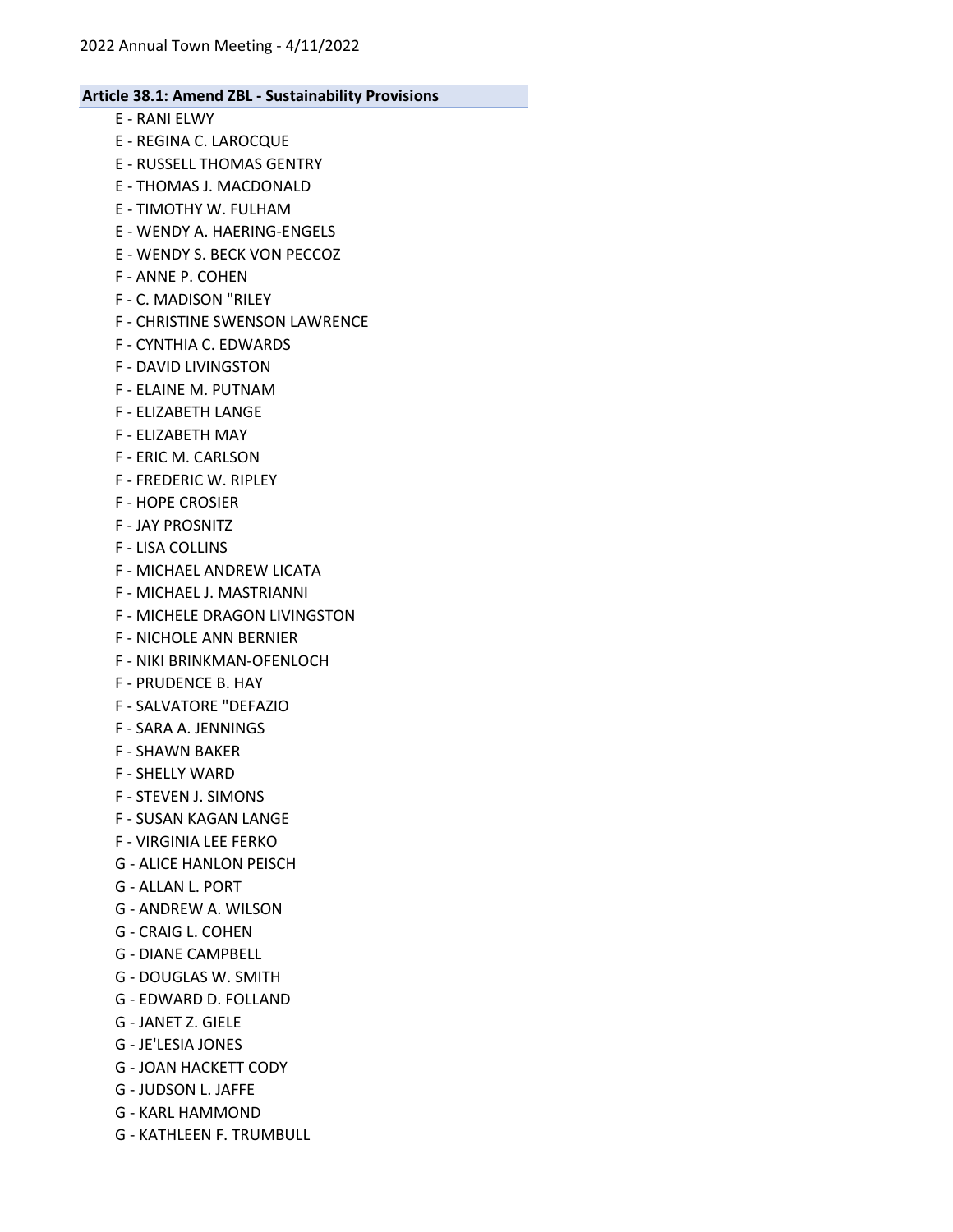### Article 38.1: Amend ZBL - Sustainability Provisions

- E - RANI ELWY
- E - REGINA C. LAROCQUE
- E - RUSSELL THOMAS GENTRY
- E - THOMAS J. MACDONALD
- E - TIMOTHY W. FULHAM
- E - WENDY A. HAERING-ENGELS
- E - WENDY S. BECK VON PECCOZ
- F - ANNE P. COHEN
- F - C. MADISON "RILEY
- F - CHRISTINE SWENSON LAWRENCE
- F - CYNTHIA C. EDWARDS
- F - DAVID LIVINGSTON
- F - ELAINE M. PUTNAM
- F - ELIZABETH LANGE
- F - ELIZABETH MAY
- F - ERIC M. CARLSON
- F - FREDERIC W. RIPLEY
- F - HOPE CROSIER
- F - JAY PROSNITZ
- F - LISA COLLINS
- F - MICHAEL ANDREW LICATA
- F - MICHAEL J. MASTRIANNI
- F - MICHELE DRAGON LIVINGSTON
- F - NICHOLE ANN BERNIER
- F - NIKI BRINKMAN-OFENLOCH
- F - PRUDENCE B. HAY
- F - SALVATORE "DEFAZIO
- F - SARA A. JENNINGS
- F - SHAWN BAKER
- F - SHELLY WARD
- F - STEVEN J. SIMONS
- F - SUSAN KAGAN LANGE
- F - VIRGINIA LEE FERKO
- G - ALICE HANLON PEISCH
- G - ALLAN L. PORT
- G - ANDREW A. WILSON
- G - CRAIG L. COHEN
- G - DIANE CAMPBELL
- G - DOUGLAS W. SMITH
- G - EDWARD D. FOLLAND
- G - JANET Z. GIELE
- G - JE'LESIA JONES
- G - JOAN HACKETT CODY
- G - JUDSON L. JAFFE
- G - KARL HAMMOND
- G - KATHLEEN F. TRUMBULL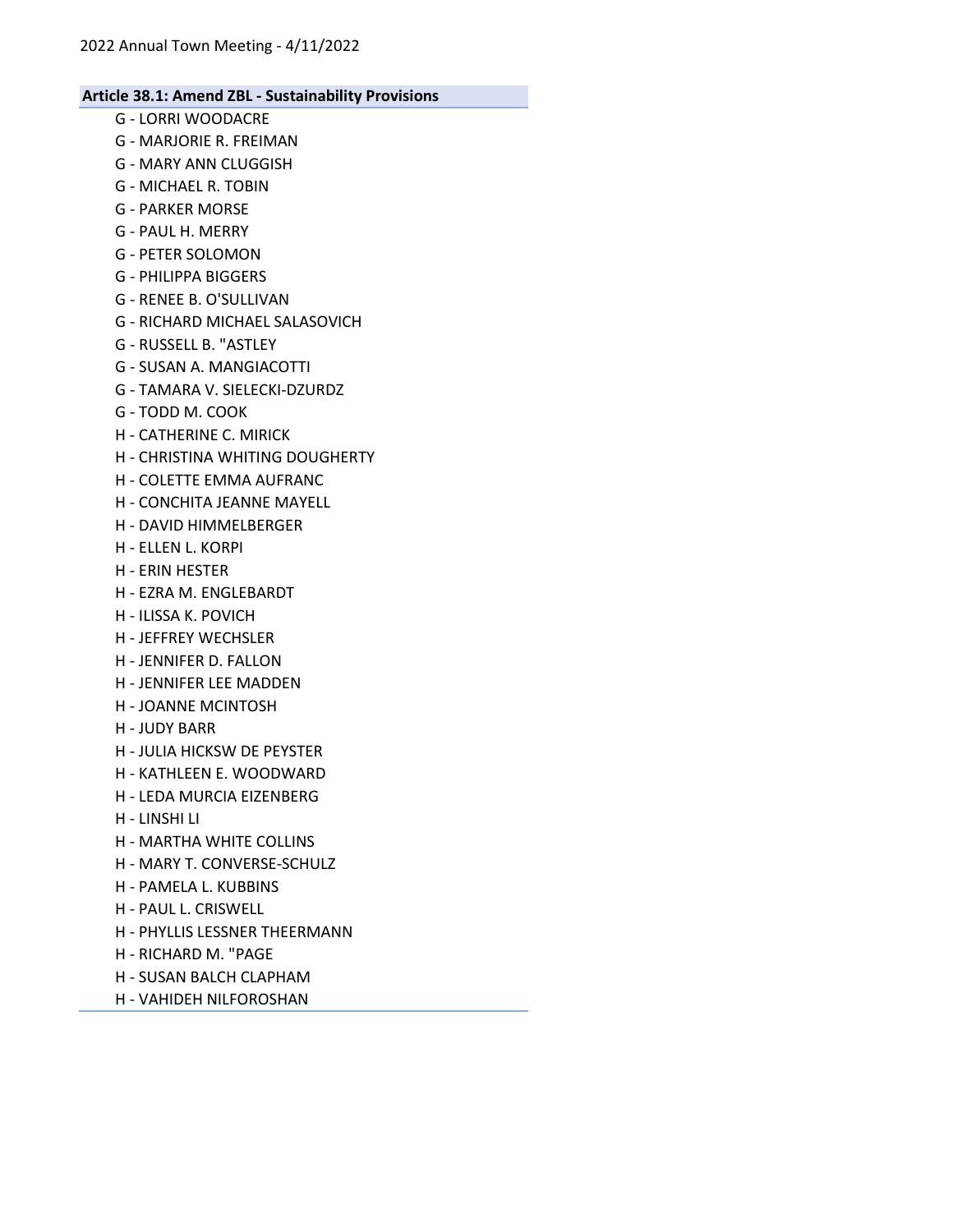## Article 38.1: Amend ZBL - Sustainability Provisions

G - LORRI WOODACRE
G - MARJORIE R. FREIMAN
G - MARY ANN CLUGGISH
G - MICHAEL R. TOBIN
G - PARKER MORSE
G - PAUL H. MERRY
G - PETER SOLOMON
G - PHILIPPA BIGGERS
G - RENEE B. O'SULLIVAN
G - RICHARD MICHAEL SALASOVICH
G - RUSSELL B. "ASTLEY
G - SUSAN A. MANGIACOTTI
G - TAMARA V. SIELECKI-DZURDZ
G - TODD M. COOK
H - CATHERINE C. MIRICK
H - CHRISTINA WHITING DOUGHERTY
H - COLETTE EMMA AUFRANC
H - CONCHITA JEANNE MAYELL
H - DAVID HIMMELBERGER
H - ELLEN L. KORPI
H - ERIN HESTER
H - EZRA M. ENGLEBARDT
H - ILISSA K. POVICH
H - JEFFREY WECHSLER
H - JENNIFER D. FALLON
H - JENNIFER LEE MADDEN
H - JOANNE MCINTOSH
H - JUDY BARR
H - JULIA HICKSW DE PEYSTER
H - KATHLEEN E. WOODWARD
H - LEDA MURCIA EIZENBERG
H - LINSHI LI
H - MARTHA WHITE COLLINS
H - MARY T. CONVERSE-SCHULZ
H - PAMELA L. KUBBINS
H - PAUL L. CRISWELL
H - PHYLLIS LESSNER THEERMANN
H - RICHARD M. "PAGE
H - SUSAN BALCH CLAPHAM
H - VAHIDEH NILFOROSHAN